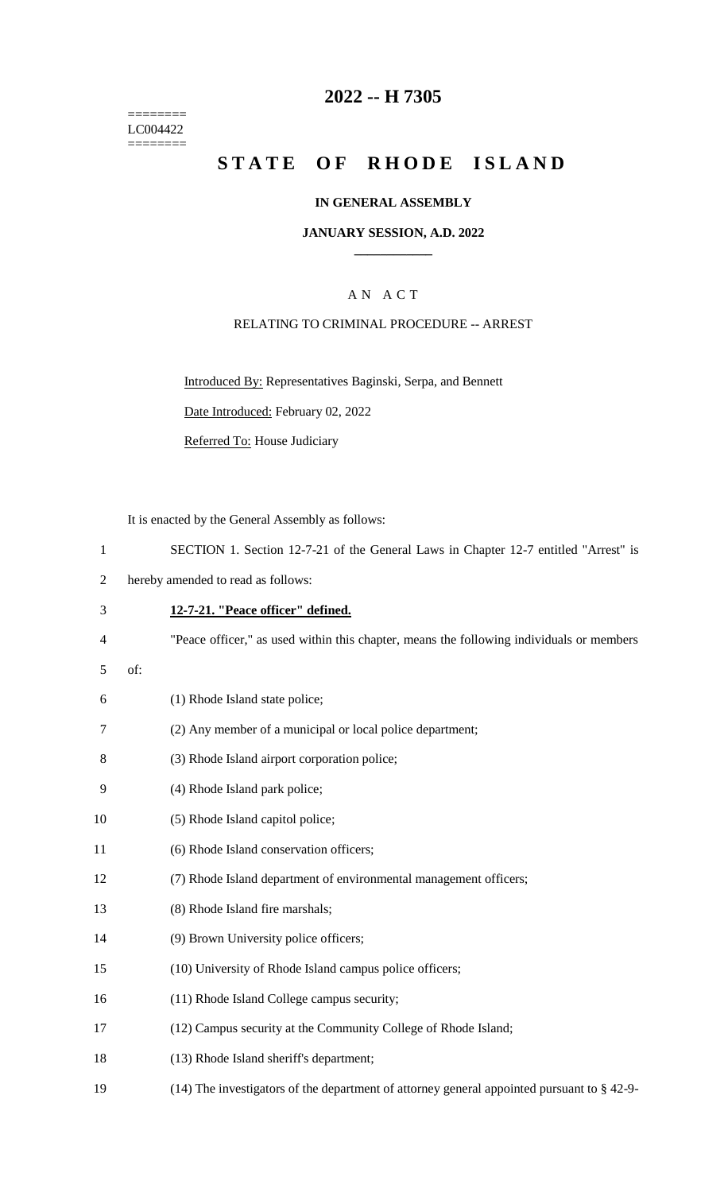========
LC004422
========

# 2022 -- H 7305

# STATE OF RHODE ISLAND

## IN GENERAL ASSEMBLY

### JANUARY SESSION, A.D. 2022

A N A C T

RELATING TO CRIMINAL PROCEDURE -- ARREST

Introduced By: Representatives Baginski, Serpa, and Bennett

Date Introduced: February 02, 2022

Referred To: House Judiciary

It is enacted by the General Assembly as follows:

1 SECTION 1. Section 12-7-21 of the General Laws in Chapter 12-7 entitled "Arrest" is
2 hereby amended to read as follows:

3 **12-7-21. "Peace officer" defined.**

4 "Peace officer," as used within this chapter, means the following individuals or members
5 of:

6 (1) Rhode Island state police;

7 (2) Any member of a municipal or local police department;

8 (3) Rhode Island airport corporation police;

9 (4) Rhode Island park police;

10 (5) Rhode Island capitol police;

11 (6) Rhode Island conservation officers;

12 (7) Rhode Island department of environmental management officers;

13 (8) Rhode Island fire marshals;

14 (9) Brown University police officers;

15 (10) University of Rhode Island campus police officers;

16 (11) Rhode Island College campus security;

17 (12) Campus security at the Community College of Rhode Island;

18 (13) Rhode Island sheriff's department;

19 (14) The investigators of the department of attorney general appointed pursuant to § 42-9-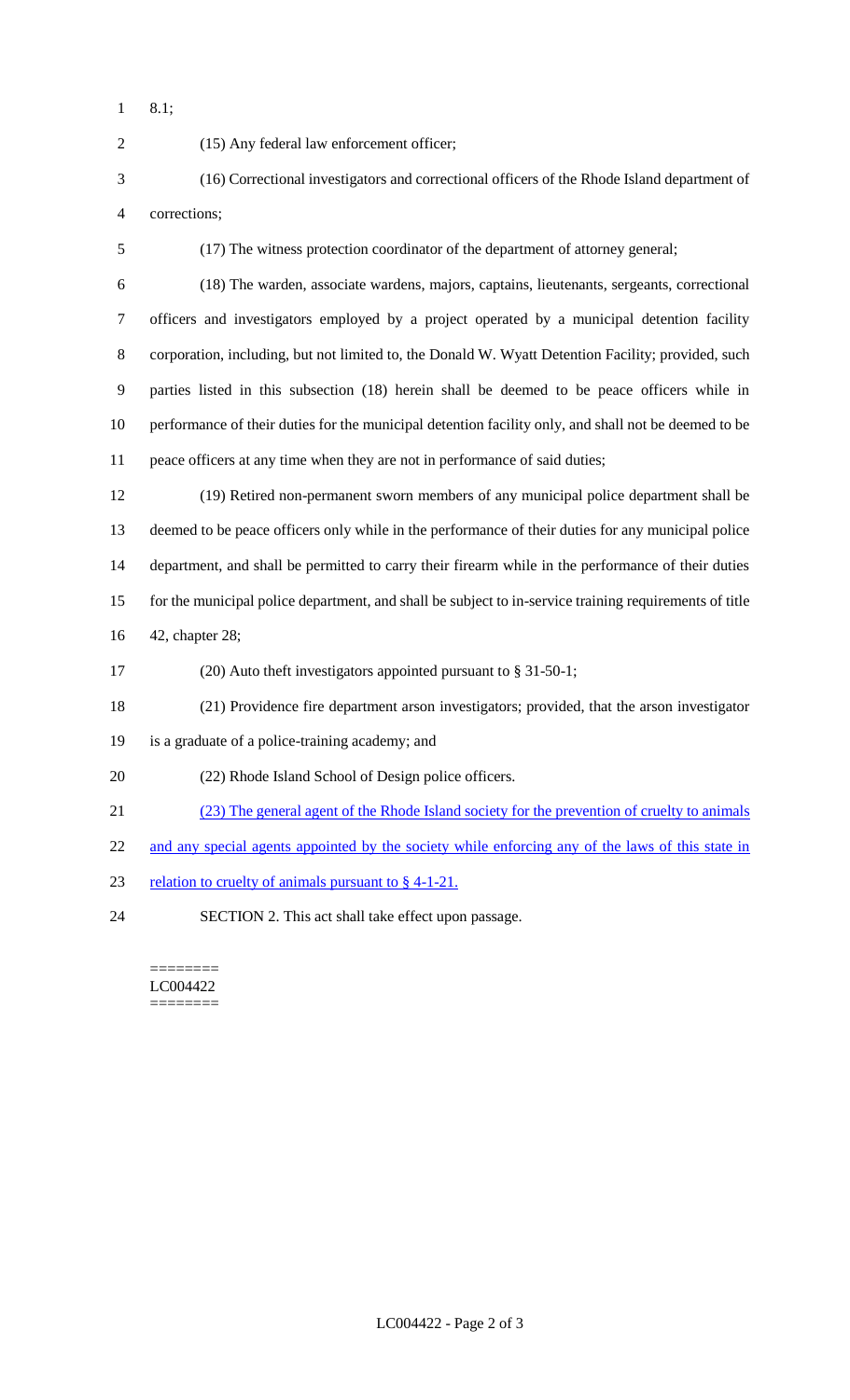8.1;

(15) Any federal law enforcement officer;

(16) Correctional investigators and correctional officers of the Rhode Island department of corrections;

(17) The witness protection coordinator of the department of attorney general;

(18) The warden, associate wardens, majors, captains, lieutenants, sergeants, correctional officers and investigators employed by a project operated by a municipal detention facility corporation, including, but not limited to, the Donald W. Wyatt Detention Facility; provided, such parties listed in this subsection (18) herein shall be deemed to be peace officers while in performance of their duties for the municipal detention facility only, and shall not be deemed to be peace officers at any time when they are not in performance of said duties;

(19) Retired non-permanent sworn members of any municipal police department shall be deemed to be peace officers only while in the performance of their duties for any municipal police department, and shall be permitted to carry their firearm while in the performance of their duties for the municipal police department, and shall be subject to in-service training requirements of title 42, chapter 28;

(20) Auto theft investigators appointed pursuant to § 31-50-1;

(21) Providence fire department arson investigators; provided, that the arson investigator is a graduate of a police-training academy; and

(22) Rhode Island School of Design police officers.

(23) The general agent of the Rhode Island society for the prevention of cruelty to animals and any special agents appointed by the society while enforcing any of the laws of this state in relation to cruelty of animals pursuant to § 4-1-21.

SECTION 2. This act shall take effect upon passage.

========
LC004422
========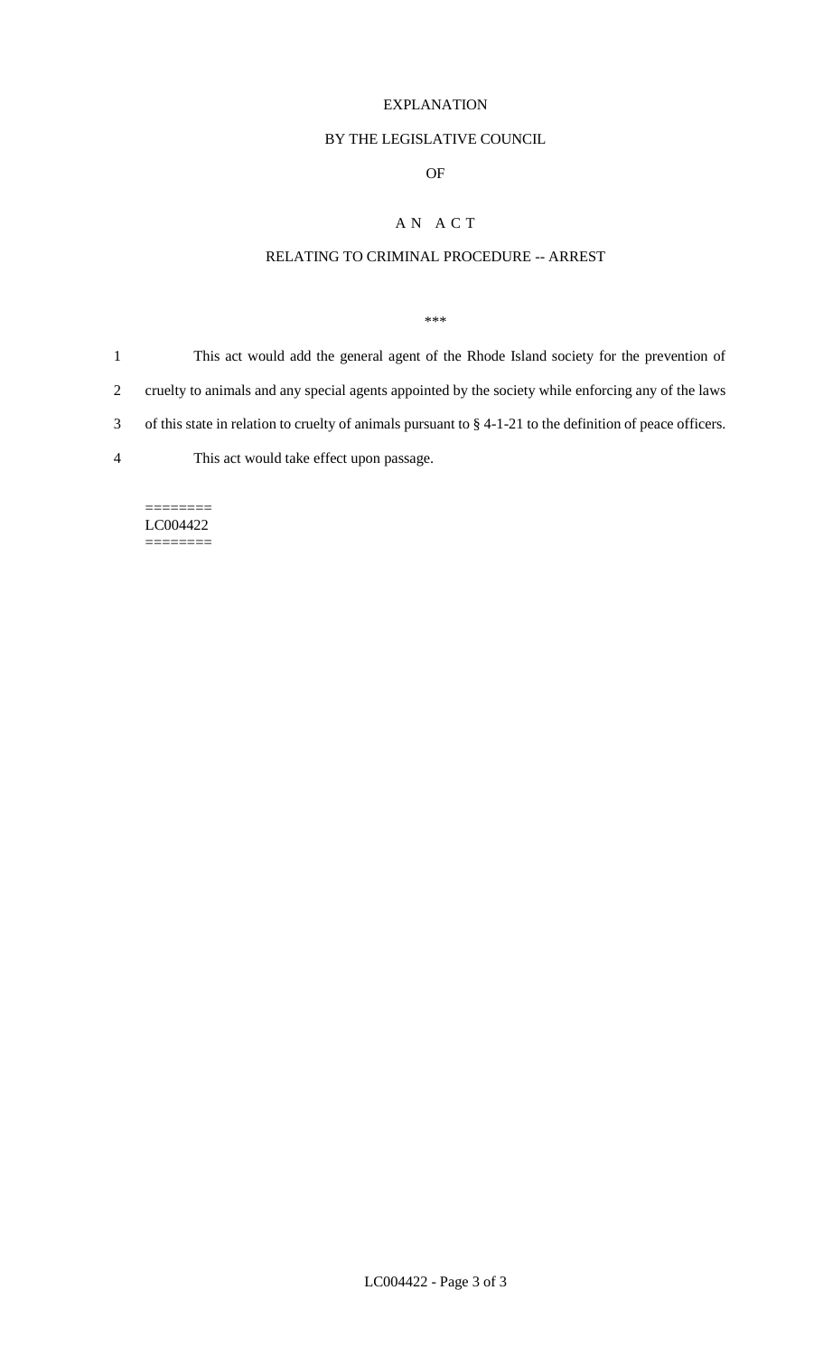EXPLANATION

BY THE LEGISLATIVE COUNCIL

OF

A N A C T

RELATING TO CRIMINAL PROCEDURE -- ARREST

\*\*\*

1 This act would add the general agent of the Rhode Island society for the prevention of
2 cruelty to animals and any special agents appointed by the society while enforcing any of the laws
3 of this state in relation to cruelty of animals pursuant to § 4-1-21 to the definition of peace officers.
4 This act would take effect upon passage.

========
LC004422
========